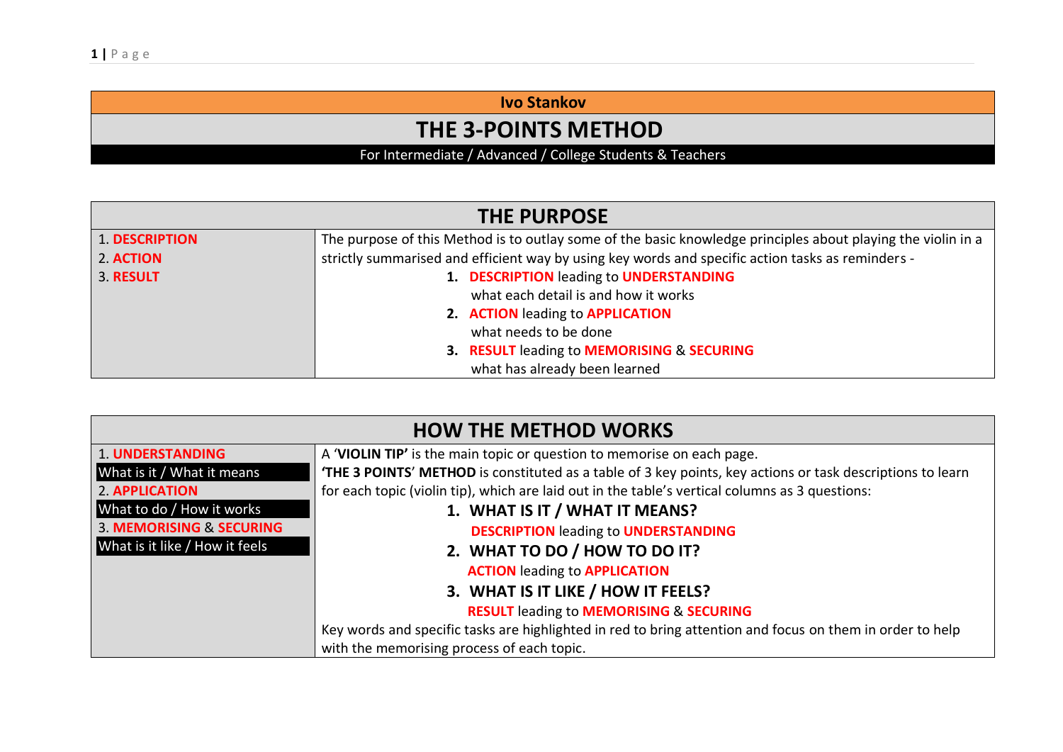**Ivo Stankov**

# THE 3-POINTS METHOD

For Intermediate / Advanced / College Students & Teachers

## THE PURPOSE

| 1. **DESCRIPTION**<br>2. **ACTION**<br>3. **RESULT** | The purpose of this Method is to outlay some of the basic knowledge principles about playing the violin in a strictly summarised and efficient way by using key words and specific action tasks as reminders -<br>1. **DESCRIPTION** leading to **UNDERSTANDING**<br>what each detail is and how it works<br>2. **ACTION** leading to **APPLICATION**<br>what needs to be done<br>3. **RESULT** leading to **MEMORISING** & **SECURING**<br>what has already been learned |
|---|---|

## HOW THE METHOD WORKS

| 1. **UNDERSTANDING**<br>What is it / What it means<br>2. **APPLICATION**<br>What to do / How it works<br>3. **MEMORISING** & **SECURING**<br>What is it like / How it feels | A '**VIOLIN TIP'** is the main topic or question to memorise on each page.<br>**'THE 3 POINTS**' **METHOD** is constituted as a table of 3 key points, key actions or task descriptions to learn for each topic (violin tip), which are laid out in the table's vertical columns as 3 questions:<br>1. **WHAT IS IT / WHAT IT MEANS?**<br>**DESCRIPTION** leading to **UNDERSTANDING**<br>2. **WHAT TO DO / HOW TO DO IT?**<br>**ACTION** leading to **APPLICATION**<br>3. **WHAT IS IT LIKE / HOW IT FEELS?**<br>**RESULT** leading to **MEMORISING** & **SECURING**<br>Key words and specific tasks are highlighted in red to bring attention and focus on them in order to help with the memorising process of each topic. |
|---|---|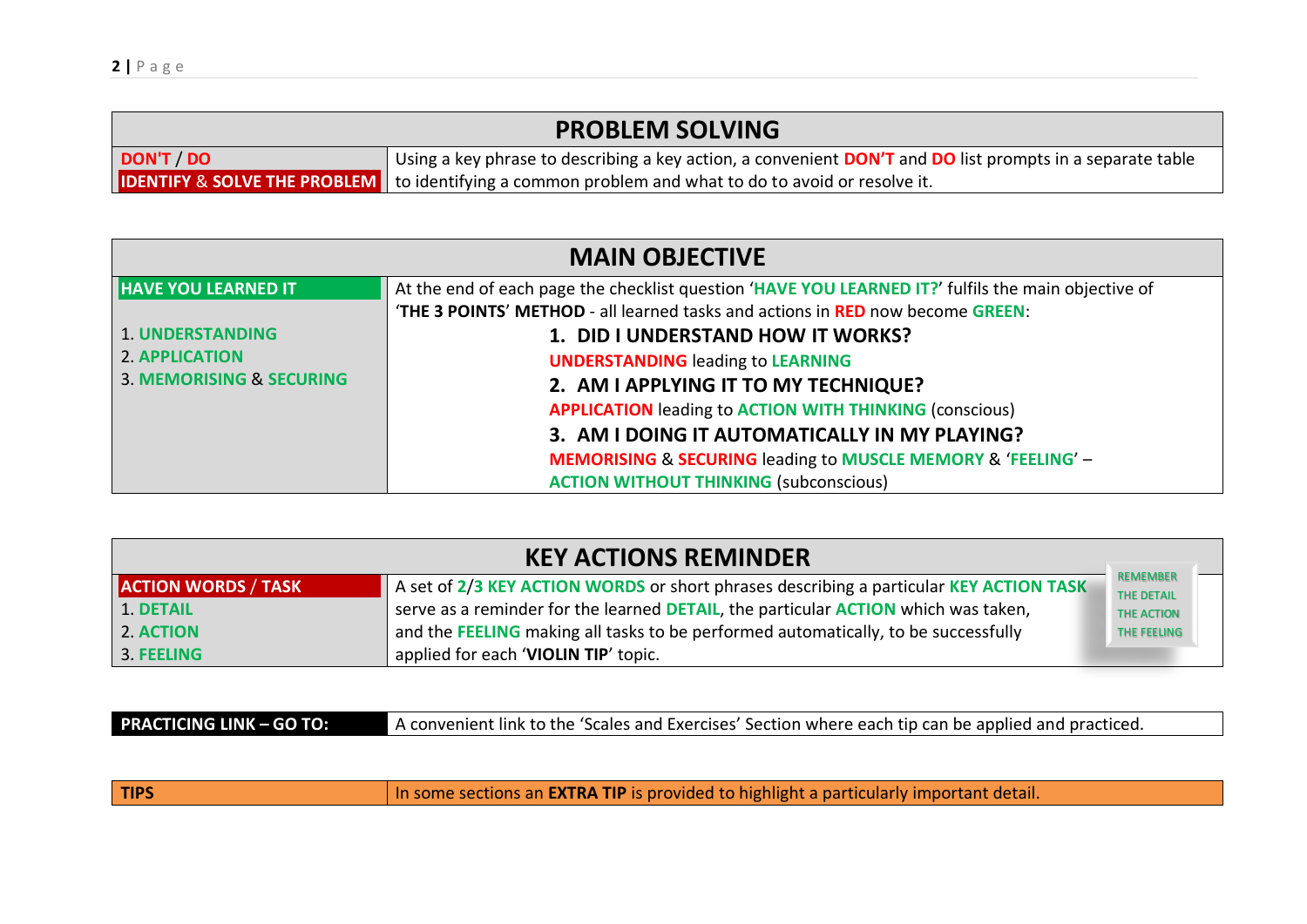## PROBLEM SOLVING

| | |
|---|---|
| **DON'T** / **DO**<br>**IDENTIFY & SOLVE THE PROBLEM** | Using a key phrase to describing a key action, a convenient **DON'T** and **DO** list prompts in a separate table to identifying a common problem and what to do to avoid or resolve it. |

## MAIN OBJECTIVE

| | |
|---|---|
| **HAVE YOU LEARNED IT**<br><br>1. **UNDERSTANDING**<br>2. **APPLICATION**<br>3. **MEMORISING** & **SECURING** | At the end of each page the checklist question '**HAVE YOU LEARNED IT?**' fulfils the main objective of '**THE 3 POINTS**' **METHOD** - all learned tasks and actions in **RED** now become **GREEN**:<br>**1. DID I UNDERSTAND HOW IT WORKS?**<br>**UNDERSTANDING** leading to **LEARNING**<br>**2. AM I APPLYING IT TO MY TECHNIQUE?**<br>**APPLICATION** leading to **ACTION WITH THINKING** (conscious)<br>**3. AM I DOING IT AUTOMATICALLY IN MY PLAYING?**<br>**MEMORISING** & **SECURING** leading to **MUSCLE MEMORY** & '**FEELING**' – **ACTION WITHOUT THINKING** (subconscious) |

## KEY ACTIONS REMINDER

| | |
|---|---|
| **ACTION WORDS / TASK**<br>1. **DETAIL**<br>2. **ACTION**<br>3. **FEELING** | A set of **2**/**3 KEY ACTION WORDS** or short phrases describing a particular **KEY ACTION TASK** serve as a reminder for the learned **DETAIL**, the particular **ACTION** which was taken, and the **FEELING** making all tasks to be performed automatically, to be successfully applied for each '**VIOLIN TIP**' topic.<br><br>REMEMBER<br>THE DETAIL<br>THE ACTION<br>THE FEELING |

| | |
|---|---|
| **PRACTICING LINK – GO TO:** | A convenient link to the 'Scales and Exercises' Section where each tip can be applied and practiced. |

| | |
|---|---|
| **TIPS** | In some sections an **EXTRA TIP** is provided to highlight a particularly important detail. |